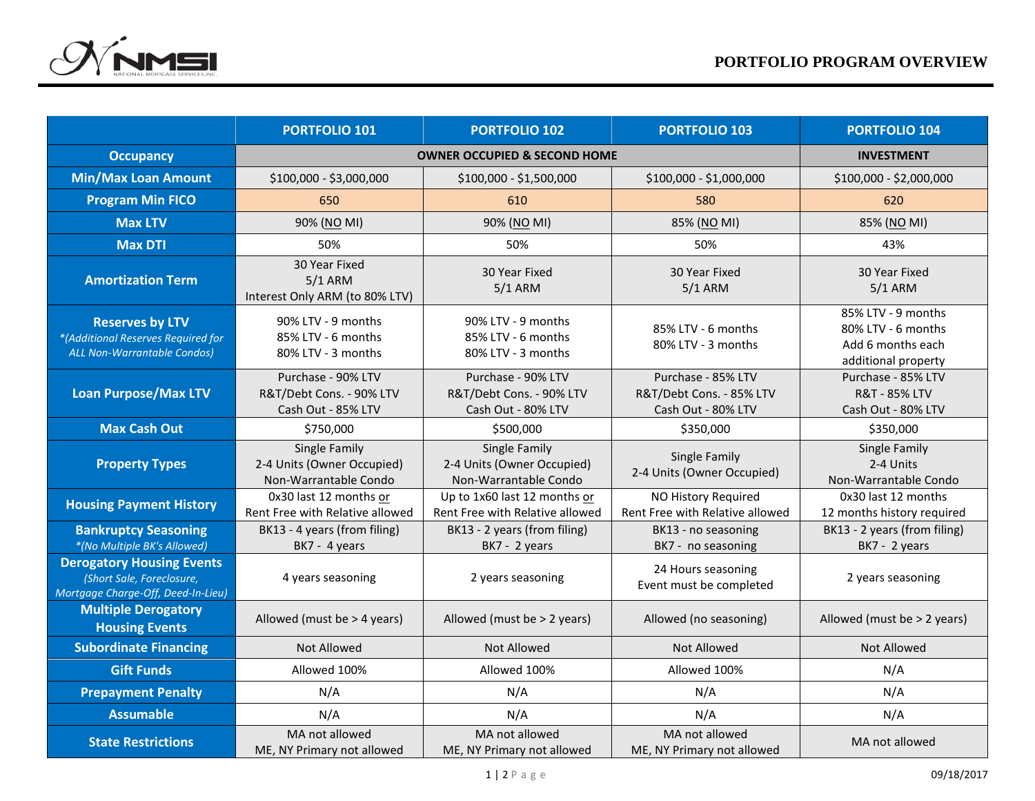# PORTFOLIO PROGRAM OVERVIEW

| | PORTFOLIO 101 | PORTFOLIO 102 | PORTFOLIO 103 | PORTFOLIO 104 |
|---|---|---|---|---|
| **Occupancy** | OWNER OCCUPIED & SECOND HOME | | | INVESTMENT |
| **Min/Max Loan Amount** | $100,000 - $3,000,000 | $100,000 - $1,500,000 | $100,000 - $1,000,000 | $100,000 - $2,000,000 |
| **Program Min FICO** | 650 | 610 | 580 | 620 |
| **Max LTV** | 90% (NO MI) | 90% (NO MI) | 85% (NO MI) | 85% (NO MI) |
| **Max DTI** | 50% | 50% | 50% | 43% |
| **Amortization Term** | 30 Year Fixed<br>5/1 ARM<br>Interest Only ARM (to 80% LTV) | 30 Year Fixed<br>5/1 ARM | 30 Year Fixed<br>5/1 ARM | 30 Year Fixed<br>5/1 ARM |
| **Reserves by LTV**<br>*(Additional Reserves Required for ALL Non-Warrantable Condos)* | 90% LTV - 9 months<br>85% LTV - 6 months<br>80% LTV - 3 months | 90% LTV - 9 months<br>85% LTV - 6 months<br>80% LTV - 3 months | 85% LTV - 6 months<br>80% LTV - 3 months | 85% LTV - 9 months<br>80% LTV - 6 months<br>Add 6 months each additional property |
| **Loan Purpose/Max LTV** | Purchase - 90% LTV<br>R&T/Debt Cons. - 90% LTV<br>Cash Out - 85% LTV | Purchase - 90% LTV<br>R&T/Debt Cons. - 90% LTV<br>Cash Out - 80% LTV | Purchase - 85% LTV<br>R&T/Debt Cons. - 85% LTV<br>Cash Out - 80% LTV | Purchase - 85% LTV<br>R&T - 85% LTV<br>Cash Out - 80% LTV |
| **Max Cash Out** | $750,000 | $500,000 | $350,000 | $350,000 |
| **Property Types** | Single Family<br>2-4 Units (Owner Occupied)<br>Non-Warrantable Condo | Single Family<br>2-4 Units (Owner Occupied)<br>Non-Warrantable Condo | Single Family<br>2-4 Units (Owner Occupied) | Single Family<br>2-4 Units<br>Non-Warrantable Condo |
| **Housing Payment History** | 0x30 last 12 months or<br>Rent Free with Relative allowed | Up to 1x60 last 12 months or<br>Rent Free with Relative allowed | NO History Required<br>Rent Free with Relative allowed | 0x30 last 12 months<br>12 months history required |
| **Bankruptcy Seasoning**<br>*(No Multiple BK's Allowed)* | BK13 - 4 years (from filing)<br>BK7 - 4 years | BK13 - 2 years (from filing)<br>BK7 - 2 years | BK13 - no seasoning<br>BK7 - no seasoning | BK13 - 2 years (from filing)<br>BK7 - 2 years |
| **Derogatory Housing Events**<br>*(Short Sale, Foreclosure, Mortgage Charge-Off, Deed-In-Lieu)* | 4 years seasoning | 2 years seasoning | 24 Hours seasoning<br>Event must be completed | 2 years seasoning |
| **Multiple Derogatory Housing Events** | Allowed (must be > 4 years) | Allowed (must be > 2 years) | Allowed (no seasoning) | Allowed (must be > 2 years) |
| **Subordinate Financing** | Not Allowed | Not Allowed | Not Allowed | Not Allowed |
| **Gift Funds** | Allowed 100% | Allowed 100% | Allowed 100% | N/A |
| **Prepayment Penalty** | N/A | N/A | N/A | N/A |
| **Assumable** | N/A | N/A | N/A | N/A |
| **State Restrictions** | MA not allowed<br>ME, NY Primary not allowed | MA not allowed<br>ME, NY Primary not allowed | MA not allowed<br>ME, NY Primary not allowed | MA not allowed |

09/18/2017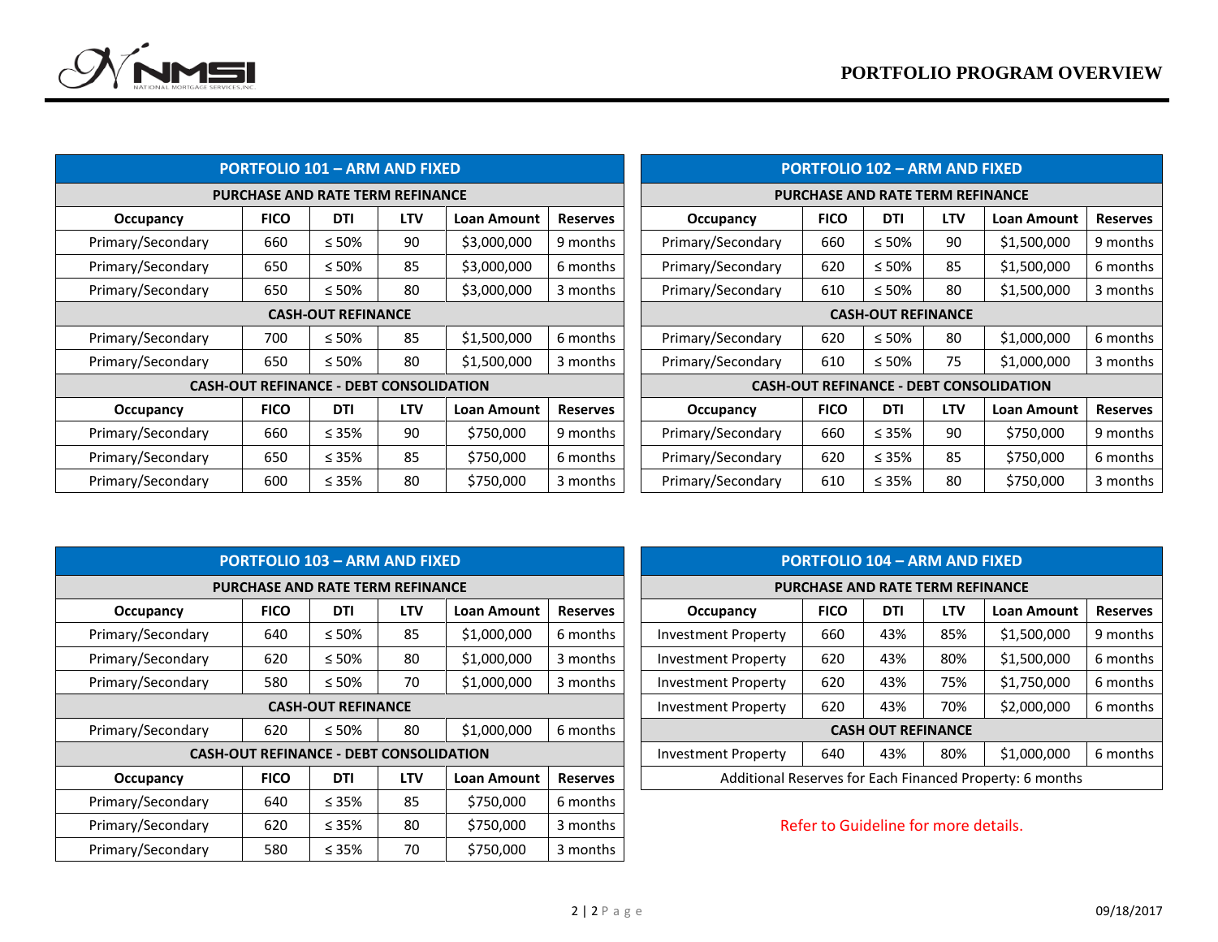# PORTFOLIO PROGRAM OVERVIEW

| PORTFOLIO 101 – ARM AND FIXED | | | | | |
|---|---|---|---|---|---|
| **PURCHASE AND RATE TERM REFINANCE** | | | | | |
| **Occupancy** | **FICO** | **DTI** | **LTV** | **Loan Amount** | **Reserves** |
| Primary/Secondary | 660 | ≤ 50% | 90 | $3,000,000 | 9 months |
| Primary/Secondary | 650 | ≤ 50% | 85 | $3,000,000 | 6 months |
| Primary/Secondary | 650 | ≤ 50% | 80 | $3,000,000 | 3 months |
| **CASH-OUT REFINANCE** | | | | | |
| Primary/Secondary | 700 | ≤ 50% | 85 | $1,500,000 | 6 months |
| Primary/Secondary | 650 | ≤ 50% | 80 | $1,500,000 | 3 months |
| **CASH-OUT REFINANCE - DEBT CONSOLIDATION** | | | | | |
| **Occupancy** | **FICO** | **DTI** | **LTV** | **Loan Amount** | **Reserves** |
| Primary/Secondary | 660 | ≤ 35% | 90 | $750,000 | 9 months |
| Primary/Secondary | 650 | ≤ 35% | 85 | $750,000 | 6 months |
| Primary/Secondary | 600 | ≤ 35% | 80 | $750,000 | 3 months |

| PORTFOLIO 102 – ARM AND FIXED | | | | | |
|---|---|---|---|---|---|
| **PURCHASE AND RATE TERM REFINANCE** | | | | | |
| **Occupancy** | **FICO** | **DTI** | **LTV** | **Loan Amount** | **Reserves** |
| Primary/Secondary | 660 | ≤ 50% | 90 | $1,500,000 | 9 months |
| Primary/Secondary | 620 | ≤ 50% | 85 | $1,500,000 | 6 months |
| Primary/Secondary | 610 | ≤ 50% | 80 | $1,500,000 | 3 months |
| **CASH-OUT REFINANCE** | | | | | |
| Primary/Secondary | 620 | ≤ 50% | 80 | $1,000,000 | 6 months |
| Primary/Secondary | 610 | ≤ 50% | 75 | $1,000,000 | 3 months |
| **CASH-OUT REFINANCE - DEBT CONSOLIDATION** | | | | | |
| **Occupancy** | **FICO** | **DTI** | **LTV** | **Loan Amount** | **Reserves** |
| Primary/Secondary | 660 | ≤ 35% | 90 | $750,000 | 9 months |
| Primary/Secondary | 620 | ≤ 35% | 85 | $750,000 | 6 months |
| Primary/Secondary | 610 | ≤ 35% | 80 | $750,000 | 3 months |

| PORTFOLIO 103 – ARM AND FIXED | | | | | |
|---|---|---|---|---|---|
| **PURCHASE AND RATE TERM REFINANCE** | | | | | |
| **Occupancy** | **FICO** | **DTI** | **LTV** | **Loan Amount** | **Reserves** |
| Primary/Secondary | 640 | ≤ 50% | 85 | $1,000,000 | 6 months |
| Primary/Secondary | 620 | ≤ 50% | 80 | $1,000,000 | 3 months |
| Primary/Secondary | 580 | ≤ 50% | 70 | $1,000,000 | 3 months |
| **CASH-OUT REFINANCE** | | | | | |
| Primary/Secondary | 620 | ≤ 50% | 80 | $1,000,000 | 6 months |
| **CASH-OUT REFINANCE - DEBT CONSOLIDATION** | | | | | |
| **Occupancy** | **FICO** | **DTI** | **LTV** | **Loan Amount** | **Reserves** |
| Primary/Secondary | 640 | ≤ 35% | 85 | $750,000 | 6 months |
| Primary/Secondary | 620 | ≤ 35% | 80 | $750,000 | 3 months |
| Primary/Secondary | 580 | ≤ 35% | 70 | $750,000 | 3 months |

| PORTFOLIO 104 – ARM AND FIXED | | | | | |
|---|---|---|---|---|---|
| **PURCHASE AND RATE TERM REFINANCE** | | | | | |
| **Occupancy** | **FICO** | **DTI** | **LTV** | **Loan Amount** | **Reserves** |
| Investment Property | 660 | 43% | 85% | $1,500,000 | 9 months |
| Investment Property | 620 | 43% | 80% | $1,500,000 | 6 months |
| Investment Property | 620 | 43% | 75% | $1,750,000 | 6 months |
| Investment Property | 620 | 43% | 70% | $2,000,000 | 6 months |
| **CASH OUT REFINANCE** | | | | | |
| Investment Property | 640 | 43% | 80% | $1,000,000 | 6 months |
| Additional Reserves for Each Financed Property: 6 months | | | | | |

Refer to Guideline for more details.

09/18/2017